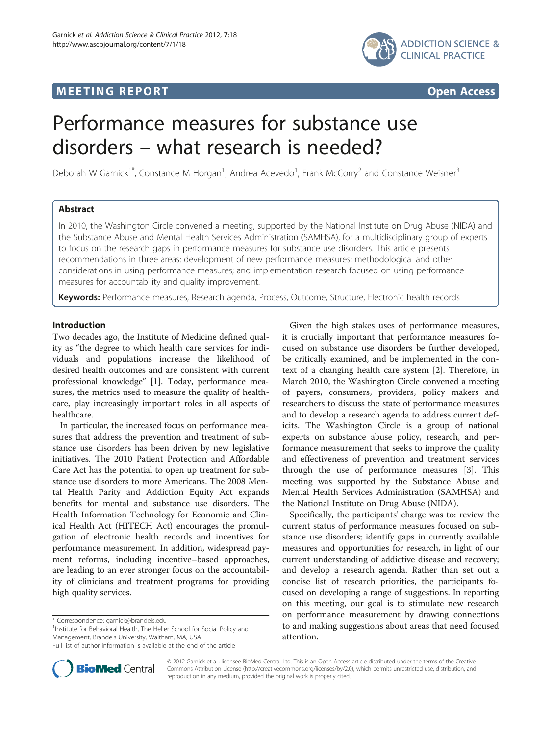MEETING REPORT **Open Access**

# Performance measures for substance use disorders – what research is needed?

Deborah W Garnick[1*], Constance M Horgan[1], Andrea Acevedo[1], Frank McCorry[2] and Constance Weisner[3]

## Abstract

In 2010, the Washington Circle convened a meeting, supported by the National Institute on Drug Abuse (NIDA) and the Substance Abuse and Mental Health Services Administration (SAMHSA), for a multidisciplinary group of experts to focus on the research gaps in performance measures for substance use disorders. This article presents recommendations in three areas: development of new performance measures; methodological and other considerations in using performance measures; and implementation research focused on using performance measures for accountability and quality improvement.

**Keywords:** Performance measures, Research agenda, Process, Outcome, Structure, Electronic health records

## Introduction

Two decades ago, the Institute of Medicine defined quality as "the degree to which health care services for individuals and populations increase the likelihood of desired health outcomes and are consistent with current professional knowledge" [1]. Today, performance measures, the metrics used to measure the quality of healthcare, play increasingly important roles in all aspects of healthcare.

In particular, the increased focus on performance measures that address the prevention and treatment of substance use disorders has been driven by new legislative initiatives. The 2010 Patient Protection and Affordable Care Act has the potential to open up treatment for substance use disorders to more Americans. The 2008 Mental Health Parity and Addiction Equity Act expands benefits for mental and substance use disorders. The Health Information Technology for Economic and Clinical Health Act (HITECH Act) encourages the promulgation of electronic health records and incentives for performance measurement. In addition, widespread payment reforms, including incentive–based approaches, are leading to an ever stronger focus on the accountability of clinicians and treatment programs for providing high quality services.

Given the high stakes uses of performance measures, it is crucially important that performance measures focused on substance use disorders be further developed, be critically examined, and be implemented in the context of a changing health care system [2]. Therefore, in March 2010, the Washington Circle convened a meeting of payers, consumers, providers, policy makers and researchers to discuss the state of performance measures and to develop a research agenda to address current deficits. The Washington Circle is a group of national experts on substance abuse policy, research, and performance measurement that seeks to improve the quality and effectiveness of prevention and treatment services through the use of performance measures [3]. This meeting was supported by the Substance Abuse and Mental Health Services Administration (SAMHSA) and the National Institute on Drug Abuse (NIDA).

Specifically, the participants' charge was to: review the current status of performance measures focused on substance use disorders; identify gaps in currently available measures and opportunities for research, in light of our current understanding of addictive disease and recovery; and develop a research agenda. Rather than set out a concise list of research priorities, the participants focused on developing a range of suggestions. In reporting on this meeting, our goal is to stimulate new research on performance measurement by drawing connections to and making suggestions about areas that need focused attention.

\* Correspondence: garnick@brandeis.edu

[1]Institute for Behavioral Health, The Heller School for Social Policy and Management, Brandeis University, Waltham, MA, USA

Full list of author information is available at the end of the article

© 2012 Garnick et al.; licensee BioMed Central Ltd. This is an Open Access article distributed under the terms of the Creative Commons Attribution License (http://creativecommons.org/licenses/by/2.0), which permits unrestricted use, distribution, and reproduction in any medium, provided the original work is properly cited.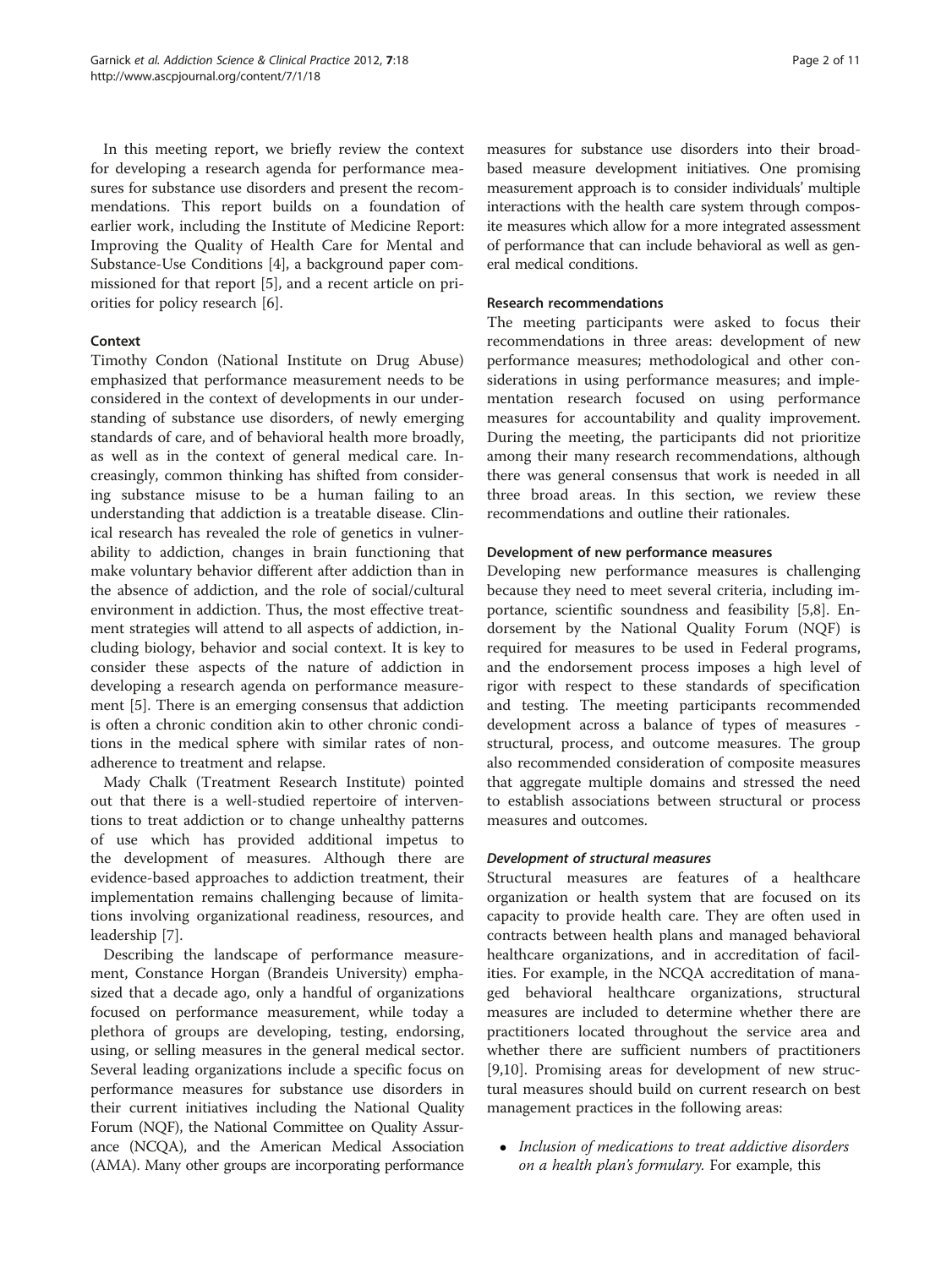In this meeting report, we briefly review the context for developing a research agenda for performance measures for substance use disorders and present the recommendations. This report builds on a foundation of earlier work, including the Institute of Medicine Report: Improving the Quality of Health Care for Mental and Substance-Use Conditions [4], a background paper commissioned for that report [5], and a recent article on priorities for policy research [6].

## Context

Timothy Condon (National Institute on Drug Abuse) emphasized that performance measurement needs to be considered in the context of developments in our understanding of substance use disorders, of newly emerging standards of care, and of behavioral health more broadly, as well as in the context of general medical care. Increasingly, common thinking has shifted from considering substance misuse to be a human failing to an understanding that addiction is a treatable disease. Clinical research has revealed the role of genetics in vulnerability to addiction, changes in brain functioning that make voluntary behavior different after addiction than in the absence of addiction, and the role of social/cultural environment in addiction. Thus, the most effective treatment strategies will attend to all aspects of addiction, including biology, behavior and social context. It is key to consider these aspects of the nature of addiction in developing a research agenda on performance measurement [5]. There is an emerging consensus that addiction is often a chronic condition akin to other chronic conditions in the medical sphere with similar rates of nonadherence to treatment and relapse.

Mady Chalk (Treatment Research Institute) pointed out that there is a well-studied repertoire of interventions to treat addiction or to change unhealthy patterns of use which has provided additional impetus to the development of measures. Although there are evidence-based approaches to addiction treatment, their implementation remains challenging because of limitations involving organizational readiness, resources, and leadership [7].

Describing the landscape of performance measurement, Constance Horgan (Brandeis University) emphasized that a decade ago, only a handful of organizations focused on performance measurement, while today a plethora of groups are developing, testing, endorsing, using, or selling measures in the general medical sector. Several leading organizations include a specific focus on performance measures for substance use disorders in their current initiatives including the National Quality Forum (NQF), the National Committee on Quality Assurance (NCQA), and the American Medical Association (AMA). Many other groups are incorporating performance measures for substance use disorders into their broad-based measure development initiatives. One promising measurement approach is to consider individuals' multiple interactions with the health care system through composite measures which allow for a more integrated assessment of performance that can include behavioral as well as general medical conditions.

## Research recommendations

The meeting participants were asked to focus their recommendations in three areas: development of new performance measures; methodological and other considerations in using performance measures; and implementation research focused on using performance measures for accountability and quality improvement. During the meeting, the participants did not prioritize among their many research recommendations, although there was general consensus that work is needed in all three broad areas. In this section, we review these recommendations and outline their rationales.

### Development of new performance measures

Developing new performance measures is challenging because they need to meet several criteria, including importance, scientific soundness and feasibility [5,8]. Endorsement by the National Quality Forum (NQF) is required for measures to be used in Federal programs, and the endorsement process imposes a high level of rigor with respect to these standards of specification and testing. The meeting participants recommended development across a balance of types of measures - structural, process, and outcome measures. The group also recommended consideration of composite measures that aggregate multiple domains and stressed the need to establish associations between structural or process measures and outcomes.

#### *Development of structural measures*

Structural measures are features of a healthcare organization or health system that are focused on its capacity to provide health care. They are often used in contracts between health plans and managed behavioral healthcare organizations, and in accreditation of facilities. For example, in the NCQA accreditation of managed behavioral healthcare organizations, structural measures are included to determine whether there are practitioners located throughout the service area and whether there are sufficient numbers of practitioners [9,10]. Promising areas for development of new structural measures should build on current research on best management practices in the following areas:

- *Inclusion of medications to treat addictive disorders on a health plan's formulary.* For example, this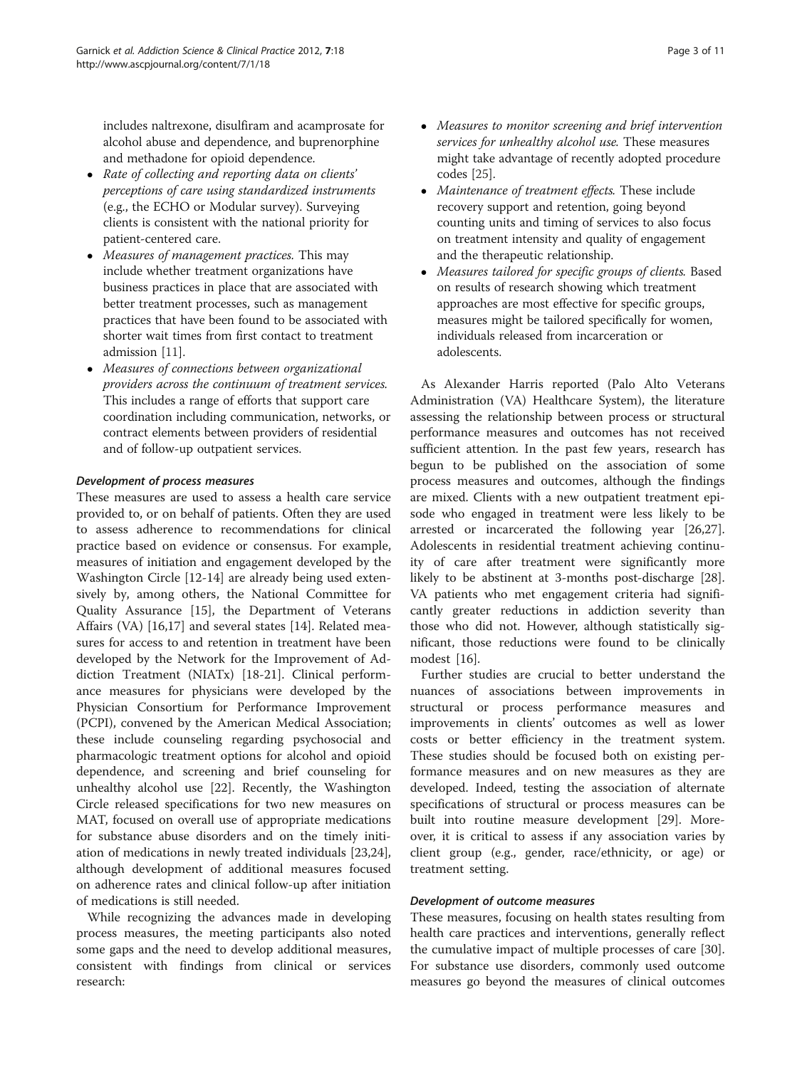includes naltrexone, disulfiram and acamprosate for alcohol abuse and dependence, and buprenorphine and methadone for opioid dependence.

- *Rate of collecting and reporting data on clients' perceptions of care using standardized instruments* (e.g., the ECHO or Modular survey). Surveying clients is consistent with the national priority for patient-centered care.
- *Measures of management practices.* This may include whether treatment organizations have business practices in place that are associated with better treatment processes, such as management practices that have been found to be associated with shorter wait times from first contact to treatment admission [11].
- *Measures of connections between organizational providers across the continuum of treatment services.* This includes a range of efforts that support care coordination including communication, networks, or contract elements between providers of residential and of follow-up outpatient services.

### *Development of process measures*

These measures are used to assess a health care service provided to, or on behalf of patients. Often they are used to assess adherence to recommendations for clinical practice based on evidence or consensus. For example, measures of initiation and engagement developed by the Washington Circle [12-14] are already being used extensively by, among others, the National Committee for Quality Assurance [15], the Department of Veterans Affairs (VA) [16,17] and several states [14]. Related measures for access to and retention in treatment have been developed by the Network for the Improvement of Addiction Treatment (NIATx) [18-21]. Clinical performance measures for physicians were developed by the Physician Consortium for Performance Improvement (PCPI), convened by the American Medical Association; these include counseling regarding psychosocial and pharmacologic treatment options for alcohol and opioid dependence, and screening and brief counseling for unhealthy alcohol use [22]. Recently, the Washington Circle released specifications for two new measures on MAT, focused on overall use of appropriate medications for substance abuse disorders and on the timely initiation of medications in newly treated individuals [23,24], although development of additional measures focused on adherence rates and clinical follow-up after initiation of medications is still needed.

While recognizing the advances made in developing process measures, the meeting participants also noted some gaps and the need to develop additional measures, consistent with findings from clinical or services research:

- *Measures to monitor screening and brief intervention services for unhealthy alcohol use.* These measures might take advantage of recently adopted procedure codes [25].
- *Maintenance of treatment effects.* These include recovery support and retention, going beyond counting units and timing of services to also focus on treatment intensity and quality of engagement and the therapeutic relationship.
- *Measures tailored for specific groups of clients.* Based on results of research showing which treatment approaches are most effective for specific groups, measures might be tailored specifically for women, individuals released from incarceration or adolescents.

As Alexander Harris reported (Palo Alto Veterans Administration (VA) Healthcare System), the literature assessing the relationship between process or structural performance measures and outcomes has not received sufficient attention. In the past few years, research has begun to be published on the association of some process measures and outcomes, although the findings are mixed. Clients with a new outpatient treatment episode who engaged in treatment were less likely to be arrested or incarcerated the following year [26,27]. Adolescents in residential treatment achieving continuity of care after treatment were significantly more likely to be abstinent at 3-months post-discharge [28]. VA patients who met engagement criteria had significantly greater reductions in addiction severity than those who did not. However, although statistically significant, those reductions were found to be clinically modest [16].

Further studies are crucial to better understand the nuances of associations between improvements in structural or process performance measures and improvements in clients' outcomes as well as lower costs or better efficiency in the treatment system. These studies should be focused both on existing performance measures and on new measures as they are developed. Indeed, testing the association of alternate specifications of structural or process measures can be built into routine measure development [29]. Moreover, it is critical to assess if any association varies by client group (e.g., gender, race/ethnicity, or age) or treatment setting.

### *Development of outcome measures*

These measures, focusing on health states resulting from health care practices and interventions, generally reflect the cumulative impact of multiple processes of care [30]. For substance use disorders, commonly used outcome measures go beyond the measures of clinical outcomes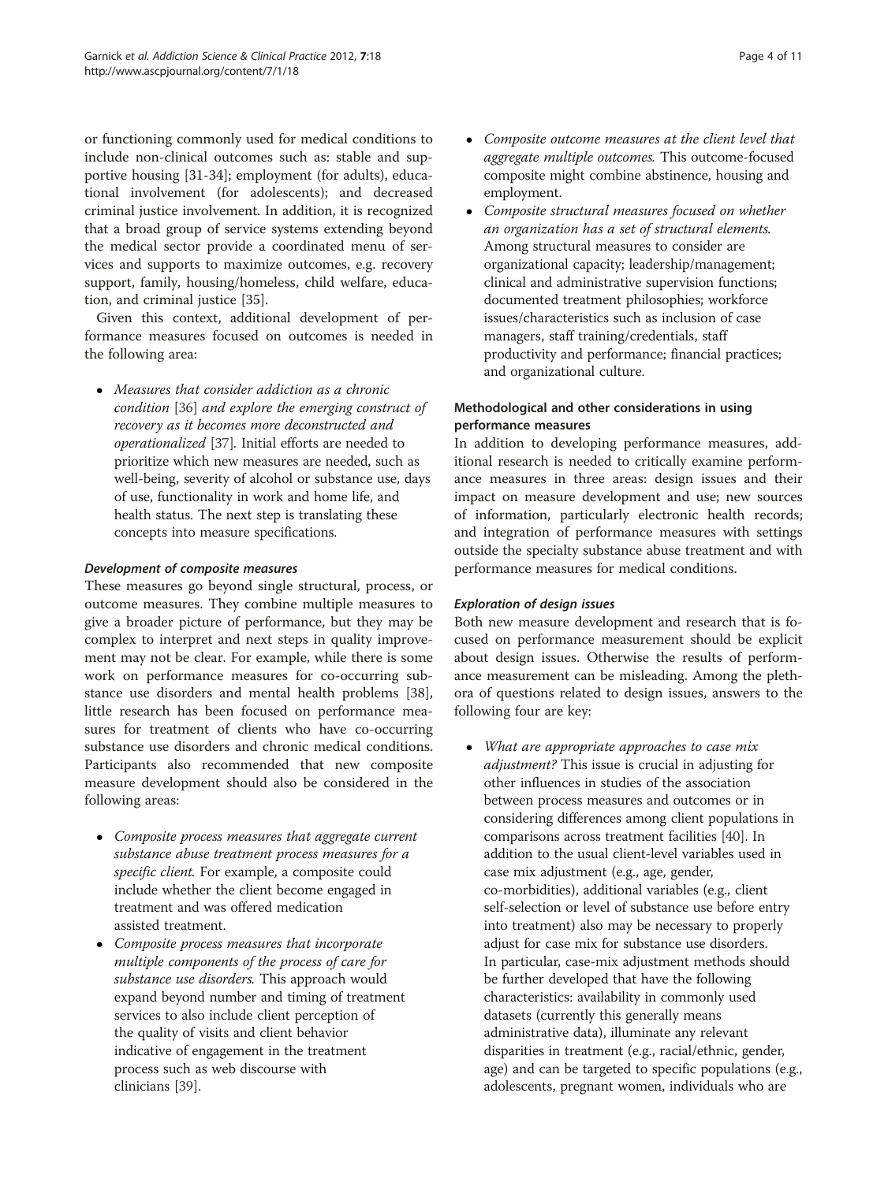or functioning commonly used for medical conditions to include non-clinical outcomes such as: stable and supportive housing [31-34]; employment (for adults), educational involvement (for adolescents); and decreased criminal justice involvement. In addition, it is recognized that a broad group of service systems extending beyond the medical sector provide a coordinated menu of services and supports to maximize outcomes, e.g. recovery support, family, housing/homeless, child welfare, education, and criminal justice [35].

Given this context, additional development of performance measures focused on outcomes is needed in the following area:

- *Measures that consider addiction as a chronic condition* [36] *and explore the emerging construct of recovery as it becomes more deconstructed and operationalized* [37]. Initial efforts are needed to prioritize which new measures are needed, such as well-being, severity of alcohol or substance use, days of use, functionality in work and home life, and health status. The next step is translating these concepts into measure specifications.

#### *Development of composite measures*

These measures go beyond single structural, process, or outcome measures. They combine multiple measures to give a broader picture of performance, but they may be complex to interpret and next steps in quality improvement may not be clear. For example, while there is some work on performance measures for co-occurring substance use disorders and mental health problems [38], little research has been focused on performance measures for treatment of clients who have co-occurring substance use disorders and chronic medical conditions. Participants also recommended that new composite measure development should also be considered in the following areas:

- *Composite process measures that aggregate current substance abuse treatment process measures for a specific client.* For example, a composite could include whether the client become engaged in treatment and was offered medication assisted treatment.
- *Composite process measures that incorporate multiple components of the process of care for substance use disorders.* This approach would expand beyond number and timing of treatment services to also include client perception of the quality of visits and client behavior indicative of engagement in the treatment process such as web discourse with clinicians [39].
- *Composite outcome measures at the client level that aggregate multiple outcomes.* This outcome-focused composite might combine abstinence, housing and employment.
- *Composite structural measures focused on whether an organization has a set of structural elements.* Among structural measures to consider are organizational capacity; leadership/management; clinical and administrative supervision functions; documented treatment philosophies; workforce issues/characteristics such as inclusion of case managers, staff training/credentials, staff productivity and performance; financial practices; and organizational culture.

### Methodological and other considerations in using performance measures

In addition to developing performance measures, additional research is needed to critically examine performance measures in three areas: design issues and their impact on measure development and use; new sources of information, particularly electronic health records; and integration of performance measures with settings outside the specialty substance abuse treatment and with performance measures for medical conditions.

#### *Exploration of design issues*

Both new measure development and research that is focused on performance measurement should be explicit about design issues. Otherwise the results of performance measurement can be misleading. Among the plethora of questions related to design issues, answers to the following four are key:

- *What are appropriate approaches to case mix adjustment?* This issue is crucial in adjusting for other influences in studies of the association between process measures and outcomes or in considering differences among client populations in comparisons across treatment facilities [40]. In addition to the usual client-level variables used in case mix adjustment (e.g., age, gender, co-morbidities), additional variables (e.g., client self-selection or level of substance use before entry into treatment) also may be necessary to properly adjust for case mix for substance use disorders. In particular, case-mix adjustment methods should be further developed that have the following characteristics: availability in commonly used datasets (currently this generally means administrative data), illuminate any relevant disparities in treatment (e.g., racial/ethnic, gender, age) and can be targeted to specific populations (e.g., adolescents, pregnant women, individuals who are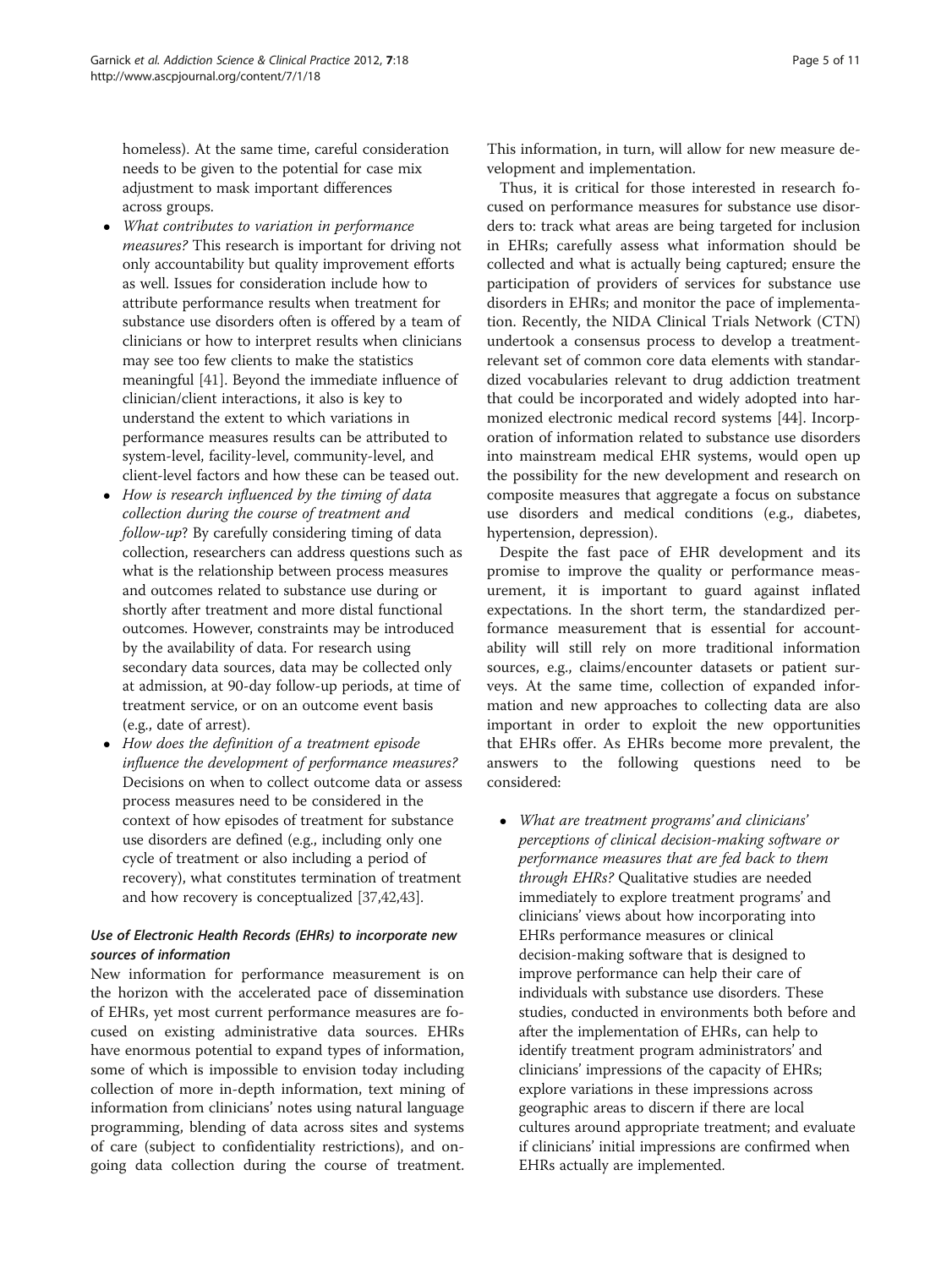homeless). At the same time, careful consideration needs to be given to the potential for case mix adjustment to mask important differences across groups.

- *What contributes to variation in performance measures?* This research is important for driving not only accountability but quality improvement efforts as well. Issues for consideration include how to attribute performance results when treatment for substance use disorders often is offered by a team of clinicians or how to interpret results when clinicians may see too few clients to make the statistics meaningful [41]. Beyond the immediate influence of clinician/client interactions, it also is key to understand the extent to which variations in performance measures results can be attributed to system-level, facility-level, community-level, and client-level factors and how these can be teased out.
- *How is research influenced by the timing of data collection during the course of treatment and follow-up?* By carefully considering timing of data collection, researchers can address questions such as what is the relationship between process measures and outcomes related to substance use during or shortly after treatment and more distal functional outcomes. However, constraints may be introduced by the availability of data. For research using secondary data sources, data may be collected only at admission, at 90-day follow-up periods, at time of treatment service, or on an outcome event basis (e.g., date of arrest).
- *How does the definition of a treatment episode influence the development of performance measures?* Decisions on when to collect outcome data or assess process measures need to be considered in the context of how episodes of treatment for substance use disorders are defined (e.g., including only one cycle of treatment or also including a period of recovery), what constitutes termination of treatment and how recovery is conceptualized [37,42,43].

### Use of Electronic Health Records (EHRs) to incorporate new sources of information

New information for performance measurement is on the horizon with the accelerated pace of dissemination of EHRs, yet most current performance measures are focused on existing administrative data sources. EHRs have enormous potential to expand types of information, some of which is impossible to envision today including collection of more in-depth information, text mining of information from clinicians' notes using natural language programming, blending of data across sites and systems of care (subject to confidentiality restrictions), and ongoing data collection during the course of treatment. This information, in turn, will allow for new measure development and implementation.

Thus, it is critical for those interested in research focused on performance measures for substance use disorders to: track what areas are being targeted for inclusion in EHRs; carefully assess what information should be collected and what is actually being captured; ensure the participation of providers of services for substance use disorders in EHRs; and monitor the pace of implementation. Recently, the NIDA Clinical Trials Network (CTN) undertook a consensus process to develop a treatment-relevant set of common core data elements with standardized vocabularies relevant to drug addiction treatment that could be incorporated and widely adopted into harmonized electronic medical record systems [44]. Incorporation of information related to substance use disorders into mainstream medical EHR systems, would open up the possibility for the new development and research on composite measures that aggregate a focus on substance use disorders and medical conditions (e.g., diabetes, hypertension, depression).

Despite the fast pace of EHR development and its promise to improve the quality or performance measurement, it is important to guard against inflated expectations. In the short term, the standardized performance measurement that is essential for accountability will still rely on more traditional information sources, e.g., claims/encounter datasets or patient surveys. At the same time, collection of expanded information and new approaches to collecting data are also important in order to exploit the new opportunities that EHRs offer. As EHRs become more prevalent, the answers to the following questions need to be considered:

- *What are treatment programs' and clinicians' perceptions of clinical decision-making software or performance measures that are fed back to them through EHRs?* Qualitative studies are needed immediately to explore treatment programs' and clinicians' views about how incorporating into EHRs performance measures or clinical decision-making software that is designed to improve performance can help their care of individuals with substance use disorders. These studies, conducted in environments both before and after the implementation of EHRs, can help to identify treatment program administrators' and clinicians' impressions of the capacity of EHRs; explore variations in these impressions across geographic areas to discern if there are local cultures around appropriate treatment; and evaluate if clinicians' initial impressions are confirmed when EHRs actually are implemented.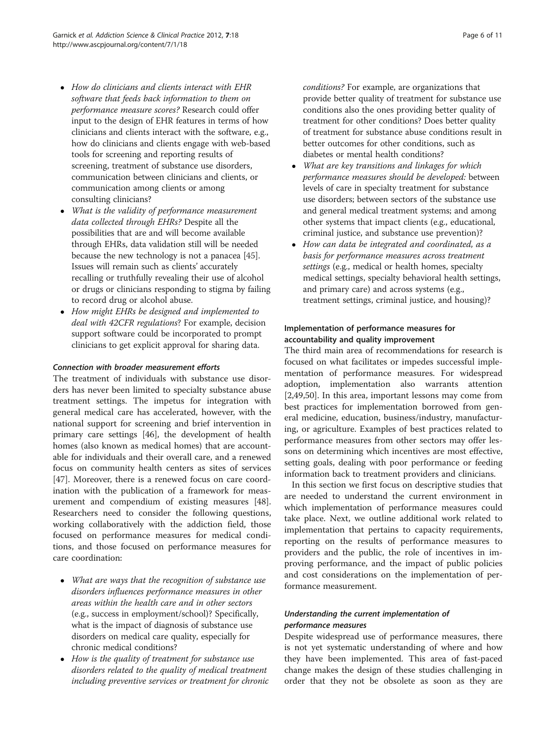- *How do clinicians and clients interact with EHR software that feeds back information to them on performance measure scores?* Research could offer input to the design of EHR features in terms of how clinicians and clients interact with the software, e.g., how do clinicians and clients engage with web-based tools for screening and reporting results of screening, treatment of substance use disorders, communication between clinicians and clients, or communication among clients or among consulting clinicians?
- *What is the validity of performance measurement data collected through EHRs?* Despite all the possibilities that are and will become available through EHRs, data validation still will be needed because the new technology is not a panacea [45]. Issues will remain such as clients' accurately recalling or truthfully revealing their use of alcohol or drugs or clinicians responding to stigma by failing to record drug or alcohol abuse.
- *How might EHRs be designed and implemented to deal with 42CFR regulations*? For example, decision support software could be incorporated to prompt clinicians to get explicit approval for sharing data.

#### *Connection with broader measurement efforts*

The treatment of individuals with substance use disorders has never been limited to specialty substance abuse treatment settings. The impetus for integration with general medical care has accelerated, however, with the national support for screening and brief intervention in primary care settings [46], the development of health homes (also known as medical homes) that are accountable for individuals and their overall care, and a renewed focus on community health centers as sites of services [47]. Moreover, there is a renewed focus on care coordination with the publication of a framework for measurement and compendium of existing measures [48]. Researchers need to consider the following questions, working collaboratively with the addiction field, those focused on performance measures for medical conditions, and those focused on performance measures for care coordination:

- *What are ways that the recognition of substance use disorders influences performance measures in other areas within the health care and in other sectors* (e.g., success in employment/school)? Specifically, what is the impact of diagnosis of substance use disorders on medical care quality, especially for chronic medical conditions?
- *How is the quality of treatment for substance use disorders related to the quality of medical treatment including preventive services or treatment for chronic conditions?* For example, are organizations that provide better quality of treatment for substance use conditions also the ones providing better quality of treatment for other conditions? Does better quality of treatment for substance abuse conditions result in better outcomes for other conditions, such as diabetes or mental health conditions?
- *What are key transitions and linkages for which performance measures should be developed:* between levels of care in specialty treatment for substance use disorders; between sectors of the substance use and general medical treatment systems; and among other systems that impact clients (e.g., educational, criminal justice, and substance use prevention)?
- *How can data be integrated and coordinated, as a basis for performance measures across treatment settings* (e.g., medical or health homes, specialty medical settings, specialty behavioral health settings, and primary care) and across systems (e.g., treatment settings, criminal justice, and housing)?

### Implementation of performance measures for accountability and quality improvement

The third main area of recommendations for research is focused on what facilitates or impedes successful implementation of performance measures. For widespread adoption, implementation also warrants attention [2,49,50]. In this area, important lessons may come from best practices for implementation borrowed from general medicine, education, business/industry, manufacturing, or agriculture. Examples of best practices related to performance measures from other sectors may offer lessons on determining which incentives are most effective, setting goals, dealing with poor performance or feeding information back to treatment providers and clinicians.

In this section we first focus on descriptive studies that are needed to understand the current environment in which implementation of performance measures could take place. Next, we outline additional work related to implementation that pertains to capacity requirements, reporting on the results of performance measures to providers and the public, the role of incentives in improving performance, and the impact of public policies and cost considerations on the implementation of performance measurement.

#### *Understanding the current implementation of performance measures*

Despite widespread use of performance measures, there is not yet systematic understanding of where and how they have been implemented. This area of fast-paced change makes the design of these studies challenging in order that they not be obsolete as soon as they are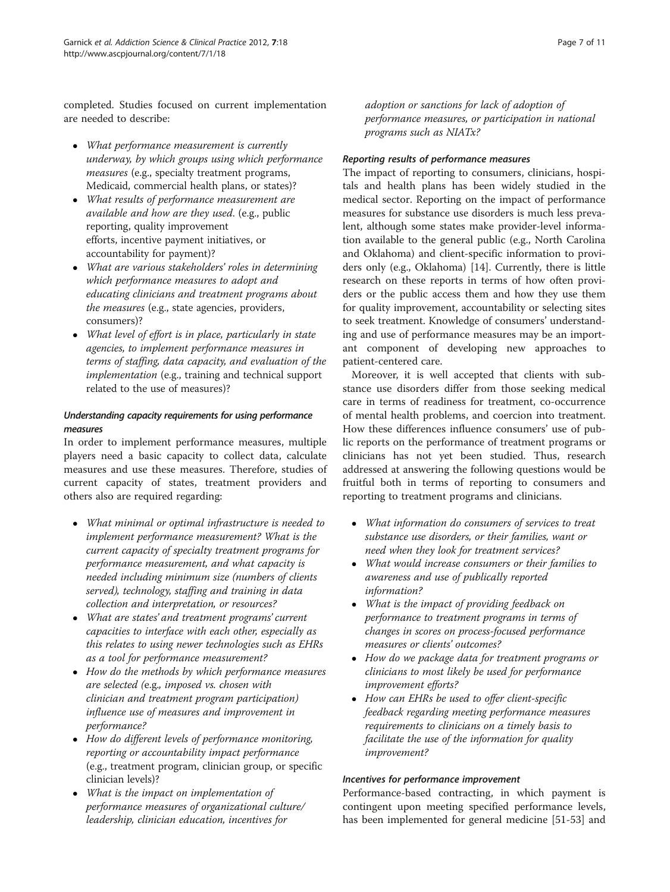completed. Studies focused on current implementation are needed to describe:

- *What performance measurement is currently underway, by which groups using which performance measures* (e.g., specialty treatment programs, Medicaid, commercial health plans, or states)?
- *What results of performance measurement are available and how are they used*. (e.g., public reporting, quality improvement efforts, incentive payment initiatives, or accountability for payment)?
- *What are various stakeholders' roles in determining which performance measures to adopt and educating clinicians and treatment programs about the measures* (e.g., state agencies, providers, consumers)?
- *What level of effort is in place, particularly in state agencies, to implement performance measures in terms of staffing, data capacity, and evaluation of the implementation* (e.g., training and technical support related to the use of measures)?

### Understanding capacity requirements for using performance measures

In order to implement performance measures, multiple players need a basic capacity to collect data, calculate measures and use these measures. Therefore, studies of current capacity of states, treatment providers and others also are required regarding:

- *What minimal or optimal infrastructure is needed to implement performance measurement? What is the current capacity of specialty treatment programs for performance measurement, and what capacity is needed including minimum size (numbers of clients served), technology, staffing and training in data collection and interpretation, or resources?*
- *What are states' and treatment programs' current capacities to interface with each other, especially as this relates to using newer technologies such as EHRs as a tool for performance measurement?*
- *How do the methods by which performance measures are selected (e.g., imposed vs. chosen with clinician and treatment program participation) influence use of measures and improvement in performance?*
- *How do different levels of performance monitoring, reporting or accountability impact performance* (e.g., treatment program, clinician group, or specific clinician levels)?
- *What is the impact on implementation of performance measures of organizational culture/leadership, clinician education, incentives for adoption or sanctions for lack of adoption of performance measures, or participation in national programs such as NIATx?*

### Reporting results of performance measures

The impact of reporting to consumers, clinicians, hospitals and health plans has been widely studied in the medical sector. Reporting on the impact of performance measures for substance use disorders is much less prevalent, although some states make provider-level information available to the general public (e.g., North Carolina and Oklahoma) and client-specific information to providers only (e.g., Oklahoma) [14]. Currently, there is little research on these reports in terms of how often providers or the public access them and how they use them for quality improvement, accountability or selecting sites to seek treatment. Knowledge of consumers' understanding and use of performance measures may be an important component of developing new approaches to patient-centered care.

Moreover, it is well accepted that clients with substance use disorders differ from those seeking medical care in terms of readiness for treatment, co-occurrence of mental health problems, and coercion into treatment. How these differences influence consumers' use of public reports on the performance of treatment programs or clinicians has not yet been studied. Thus, research addressed at answering the following questions would be fruitful both in terms of reporting to consumers and reporting to treatment programs and clinicians.

- *What information do consumers of services to treat substance use disorders, or their families, want or need when they look for treatment services?*
- *What would increase consumers or their families to awareness and use of publically reported information?*
- *What is the impact of providing feedback on performance to treatment programs in terms of changes in scores on process-focused performance measures or clients' outcomes?*
- *How do we package data for treatment programs or clinicians to most likely be used for performance improvement efforts?*
- *How can EHRs be used to offer client-specific feedback regarding meeting performance measures requirements to clinicians on a timely basis to facilitate the use of the information for quality improvement?*

### Incentives for performance improvement

Performance-based contracting, in which payment is contingent upon meeting specified performance levels, has been implemented for general medicine [51-53] and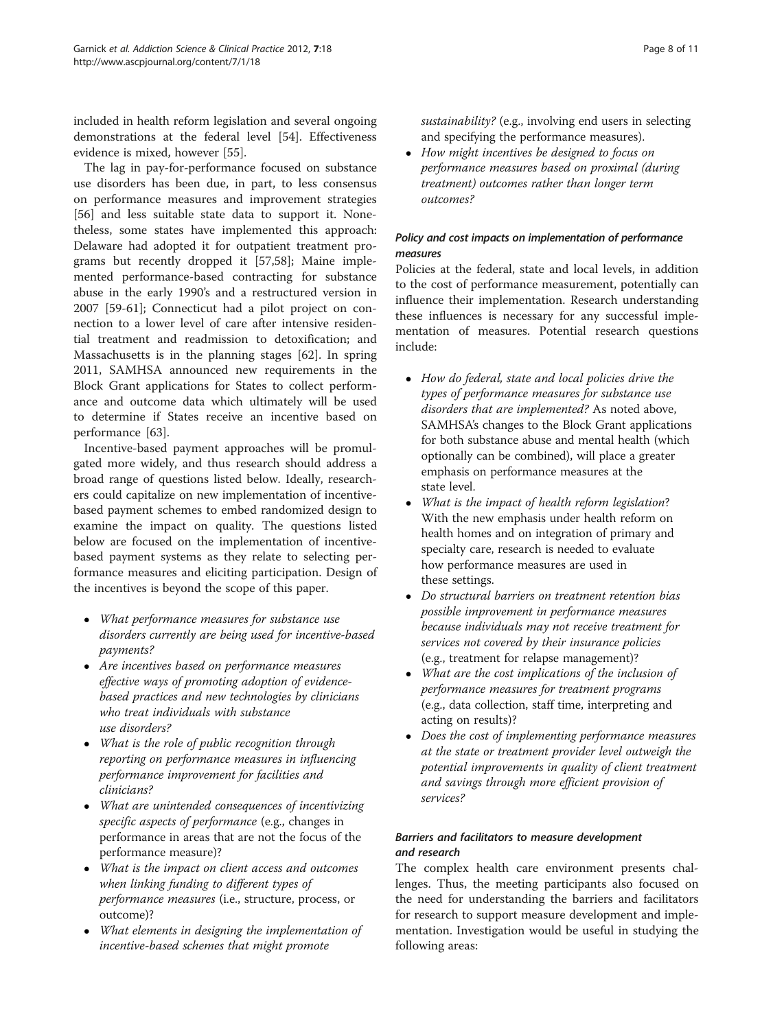included in health reform legislation and several ongoing demonstrations at the federal level [54]. Effectiveness evidence is mixed, however [55].

The lag in pay-for-performance focused on substance use disorders has been due, in part, to less consensus on performance measures and improvement strategies [56] and less suitable state data to support it. Nonetheless, some states have implemented this approach: Delaware had adopted it for outpatient treatment programs but recently dropped it [57,58]; Maine implemented performance-based contracting for substance abuse in the early 1990's and a restructured version in 2007 [59-61]; Connecticut had a pilot project on connection to a lower level of care after intensive residential treatment and readmission to detoxification; and Massachusetts is in the planning stages [62]. In spring 2011, SAMHSA announced new requirements in the Block Grant applications for States to collect performance and outcome data which ultimately will be used to determine if States receive an incentive based on performance [63].

Incentive-based payment approaches will be promulgated more widely, and thus research should address a broad range of questions listed below. Ideally, researchers could capitalize on new implementation of incentive-based payment schemes to embed randomized design to examine the impact on quality. The questions listed below are focused on the implementation of incentive-based payment systems as they relate to selecting performance measures and eliciting participation. Design of the incentives is beyond the scope of this paper.

- *What performance measures for substance use disorders currently are being used for incentive-based payments?*
- *Are incentives based on performance measures effective ways of promoting adoption of evidence-based practices and new technologies by clinicians who treat individuals with substance use disorders?*
- *What is the role of public recognition through reporting on performance measures in influencing performance improvement for facilities and clinicians?*
- *What are unintended consequences of incentivizing specific aspects of performance* (e.g., changes in performance in areas that are not the focus of the performance measure)?
- *What is the impact on client access and outcomes when linking funding to different types of performance measures* (i.e., structure, process, or outcome)?
- *What elements in designing the implementation of incentive-based schemes that might promote sustainability?* (e.g., involving end users in selecting and specifying the performance measures).
- *How might incentives be designed to focus on performance measures based on proximal (during treatment) outcomes rather than longer term outcomes?*

#### Policy and cost impacts on implementation of performance measures

Policies at the federal, state and local levels, in addition to the cost of performance measurement, potentially can influence their implementation. Research understanding these influences is necessary for any successful implementation of measures. Potential research questions include:

- *How do federal, state and local policies drive the types of performance measures for substance use disorders that are implemented?* As noted above, SAMHSA's changes to the Block Grant applications for both substance abuse and mental health (which optionally can be combined), will place a greater emphasis on performance measures at the state level.
- *What is the impact of health reform legislation*? With the new emphasis under health reform on health homes and on integration of primary and specialty care, research is needed to evaluate how performance measures are used in these settings.
- *Do structural barriers on treatment retention bias possible improvement in performance measures because individuals may not receive treatment for services not covered by their insurance policies* (e.g., treatment for relapse management)?
- *What are the cost implications of the inclusion of performance measures for treatment programs* (e.g., data collection, staff time, interpreting and acting on results)?
- *Does the cost of implementing performance measures at the state or treatment provider level outweigh the potential improvements in quality of client treatment and savings through more efficient provision of services?*

#### Barriers and facilitators to measure development and research

The complex health care environment presents challenges. Thus, the meeting participants also focused on the need for understanding the barriers and facilitators for research to support measure development and implementation. Investigation would be useful in studying the following areas: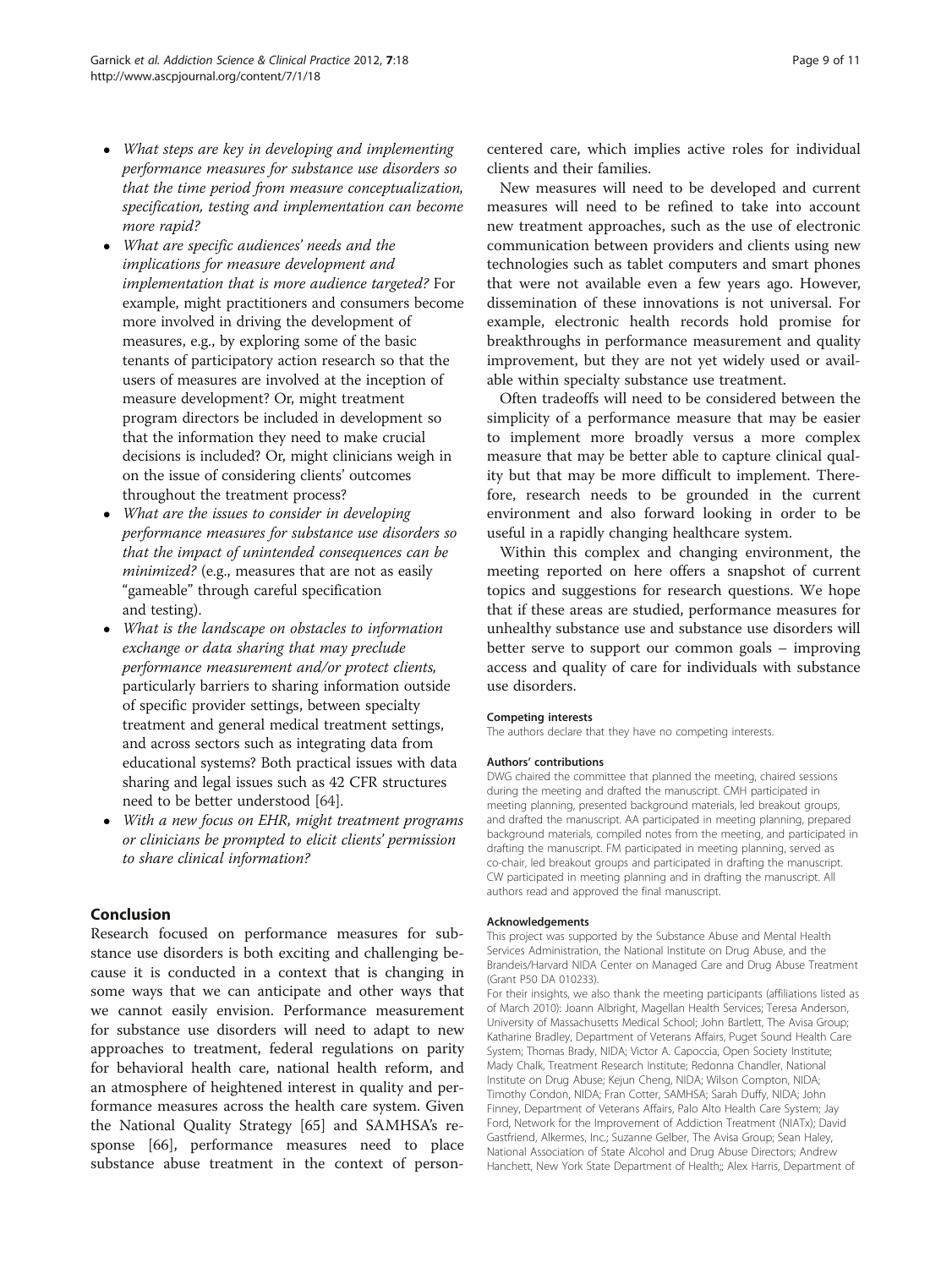- *What steps are key in developing and implementing performance measures for substance use disorders so that the time period from measure conceptualization, specification, testing and implementation can become more rapid?*
- *What are specific audiences' needs and the implications for measure development and implementation that is more audience targeted?* For example, might practitioners and consumers become more involved in driving the development of measures, e.g., by exploring some of the basic tenants of participatory action research so that the users of measures are involved at the inception of measure development? Or, might treatment program directors be included in development so that the information they need to make crucial decisions is included? Or, might clinicians weigh in on the issue of considering clients' outcomes throughout the treatment process?
- *What are the issues to consider in developing performance measures for substance use disorders so that the impact of unintended consequences can be minimized?* (e.g., measures that are not as easily "gameable" through careful specification and testing).
- *What is the landscape on obstacles to information exchange or data sharing that may preclude performance measurement and/or protect clients,* particularly barriers to sharing information outside of specific provider settings, between specialty treatment and general medical treatment settings, and across sectors such as integrating data from educational systems? Both practical issues with data sharing and legal issues such as 42 CFR structures need to be better understood [64].
- *With a new focus on EHR, might treatment programs or clinicians be prompted to elicit clients' permission to share clinical information?*

## Conclusion

Research focused on performance measures for substance use disorders is both exciting and challenging because it is conducted in a context that is changing in some ways that we can anticipate and other ways that we cannot easily envision. Performance measurement for substance use disorders will need to adapt to new approaches to treatment, federal regulations on parity for behavioral health care, national health reform, and an atmosphere of heightened interest in quality and performance measures across the health care system. Given the National Quality Strategy [65] and SAMHSA's response [66], performance measures need to place substance abuse treatment in the context of person-centered care, which implies active roles for individual clients and their families.

New measures will need to be developed and current measures will need to be refined to take into account new treatment approaches, such as the use of electronic communication between providers and clients using new technologies such as tablet computers and smart phones that were not available even a few years ago. However, dissemination of these innovations is not universal. For example, electronic health records hold promise for breakthroughs in performance measurement and quality improvement, but they are not yet widely used or available within specialty substance use treatment.

Often tradeoffs will need to be considered between the simplicity of a performance measure that may be easier to implement more broadly versus a more complex measure that may be better able to capture clinical quality but that may be more difficult to implement. Therefore, research needs to be grounded in the current environment and also forward looking in order to be useful in a rapidly changing healthcare system.

Within this complex and changing environment, the meeting reported on here offers a snapshot of current topics and suggestions for research questions. We hope that if these areas are studied, performance measures for unhealthy substance use and substance use disorders will better serve to support our common goals – improving access and quality of care for individuals with substance use disorders.

#### Competing interests

The authors declare that they have no competing interests.

#### Authors' contributions

DWG chaired the committee that planned the meeting, chaired sessions during the meeting and drafted the manuscript. CMH participated in meeting planning, presented background materials, led breakout groups, and drafted the manuscript. AA participated in meeting planning, prepared background materials, compiled notes from the meeting, and participated in drafting the manuscript. FM participated in meeting planning, served as co-chair, led breakout groups and participated in drafting the manuscript. CW participated in meeting planning and in drafting the manuscript. All authors read and approved the final manuscript.

#### Acknowledgements

This project was supported by the Substance Abuse and Mental Health Services Administration, the National Institute on Drug Abuse, and the Brandeis/Harvard NIDA Center on Managed Care and Drug Abuse Treatment (Grant P50 DA 010233).

For their insights, we also thank the meeting participants (affiliations listed as of March 2010): Joann Albright, Magellan Health Services; Teresa Anderson, University of Massachusetts Medical School; John Bartlett, The Avisa Group; Katharine Bradley, Department of Veterans Affairs, Puget Sound Health Care System; Thomas Brady, NIDA; Victor A. Capoccia, Open Society Institute; Mady Chalk, Treatment Research Institute; Redonna Chandler, National Institute on Drug Abuse; Kejun Cheng, NIDA; Wilson Compton, NIDA; Timothy Condon, NIDA; Fran Cotter, SAMHSA; Sarah Duffy, NIDA; John Finney, Department of Veterans Affairs, Palo Alto Health Care System; Jay Ford, Network for the Improvement of Addiction Treatment (NIATx); David Gastfriend, Alkermes, Inc.; Suzanne Gelber, The Avisa Group; Sean Haley, National Association of State Alcohol and Drug Abuse Directors; Andrew Hanchett, New York State Department of Health;; Alex Harris, Department of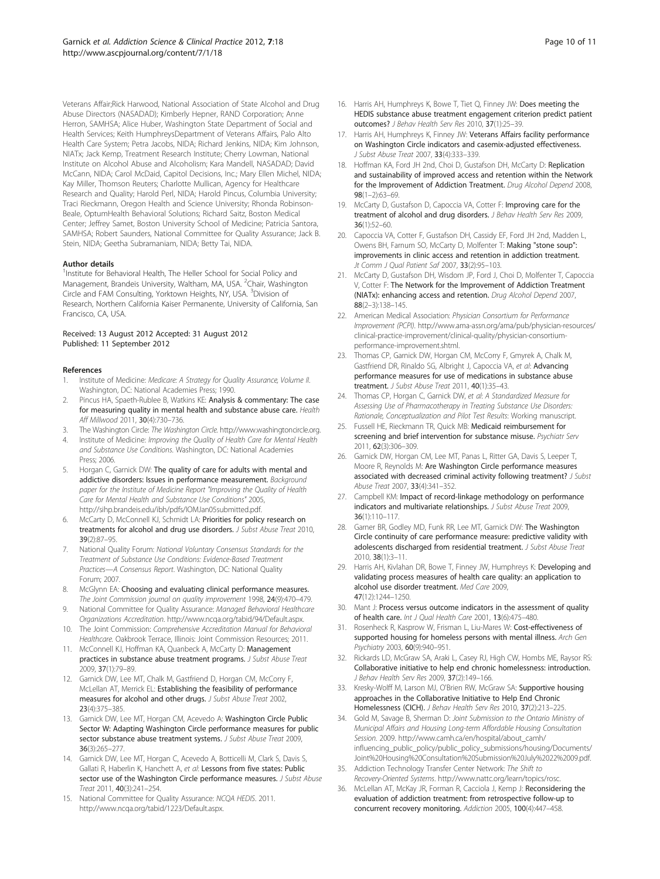Veterans Affair;Rick Harwood, National Association of State Alcohol and Drug Abuse Directors (NASADAD); Kimberly Hepner, RAND Corporation; Anne Herron, SAMHSA; Alice Huber, Washington State Department of Social and Health Services; Keith HumphreysDepartment of Veterans Affairs, Palo Alto Health Care System; Petra Jacobs, NIDA; Richard Jenkins, NIDA; Kim Johnson, NIATx; Jack Kemp, Treatment Research Institute; Cherry Lowman, National Institute on Alcohol Abuse and Alcoholism; Kara Mandell, NASADAD; David McCann, NIDA; Carol McDaid, Capitol Decisions, Inc.; Mary Ellen Michel, NIDA; Kay Miller, Thomson Reuters; Charlotte Mullican, Agency for Healthcare Research and Quality; Harold Perl, NIDA; Harold Pincus, Columbia University; Traci Rieckmann, Oregon Health and Science University; Rhonda Robinson-Beale, OptumHealth Behavioral Solutions; Richard Saitz, Boston Medical Center; Jeffrey Samet, Boston University School of Medicine; Patricia Santora, SAMHSA; Robert Saunders, National Committee for Quality Assurance; Jack B. Stein, NIDA; Geetha Subramaniam, NIDA; Betty Tai, NIDA.

#### Author details

[1]Institute for Behavioral Health, The Heller School for Social Policy and Management, Brandeis University, Waltham, MA, USA. [2]Chair, Washington Circle and FAM Consulting, Yorktown Heights, NY, USA. [3]Division of Research, Northern California Kaiser Permanente, University of California, San Francisco, CA, USA.

Received: 13 August 2012 Accepted: 31 August 2012
Published: 11 September 2012

#### References

1. Institute of Medicine: *Medicare: A Strategy for Quality Assurance, Volume II*. Washington, DC: National Academies Press; 1990.
2. Pincus HA, Spaeth-Rublee B, Watkins KE: **Analysis & commentary: The case for measuring quality in mental health and substance abuse care.** *Health Aff Millwood* 2011, **30**(4):730–736.
3. The Washington Circle: *The Washington Circle*. http://www.washingtoncircle.org.
4. Institute of Medicine: *Improving the Quality of Health Care for Mental Health and Substance Use Conditions*. Washington, DC: National Academies Press; 2006.
5. Horgan C, Garnick DW: **The quality of care for adults with mental and addictive disorders: Issues in performance measurement.** *Background paper for the Institute of Medicine Report "Improving the Quality of Health Care for Mental Health and Substance Use Conditions"* 2005, http://sihp.brandeis.edu/ibh/pdfs/IOMJan05submitted.pdf.
6. McCarty D, McConnell KJ, Schmidt LA: **Priorities for policy research on treatments for alcohol and drug use disorders.** *J Subst Abuse Treat* 2010, **39**(2):87–95.
7. National Quality Forum: *National Voluntary Consensus Standards for the Treatment of Substance Use Conditions: Evidence-Based Treatment Practices—A Consensus Report*. Washington, DC: National Quality Forum; 2007.
8. McGlynn EA: **Choosing and evaluating clinical performance measures.** *The Joint Commission journal on quality improvement* 1998, **24**(9):470–479.
9. National Committee for Quality Assurance: *Managed Behavioral Healthcare Organizations Accreditation*. http://www.ncqa.org/tabid/94/Default.aspx.
10. The Joint Commission: *Comprehensive Accreditation Manual for Behavioral Healthcare*. Oakbrook Terrace, Illinois: Joint Commission Resources; 2011.
11. McConnell KJ, Hoffman KA, Quanbeck A, McCarty D: **Management practices in substance abuse treatment programs.** *J Subst Abuse Treat* 2009, **37**(1):79–89.
12. Garnick DW, Lee MT, Chalk M, Gastfriend D, Horgan CM, McCorry F, McLellan AT, Merrick EL: **Establishing the feasibility of performance measures for alcohol and other drugs.** *J Subst Abuse Treat* 2002, **23**(4):375–385.
13. Garnick DW, Lee MT, Horgan CM, Acevedo A: **Washington Circle Public Sector W: Adapting Washington Circle performance measures for public sector substance abuse treatment systems.** *J Subst Abuse Treat* 2009, **36**(3):265–277.
14. Garnick DW, Lee MT, Horgan C, Acevedo A, Botticelli M, Clark S, Davis S, Gallati R, Haberlin K, Hanchett A, *et al*: **Lessons from five states: Public sector use of the Washington Circle performance measures.** *J Subst Abuse Treat* 2011, **40**(3):241–254.
15. National Committee for Quality Assurance: *NCQA HEDIS*. 2011. http://www.ncqa.org/tabid/1223/Default.aspx.
16. Harris AH, Humphreys K, Bowe T, Tiet Q, Finney JW: **Does meeting the HEDIS substance abuse treatment engagement criterion predict patient outcomes?** *J Behav Health Serv Res* 2010, **37**(1):25–39.
17. Harris AH, Humphreys K, Finney JW: **Veterans Affairs facility performance on Washington Circle indicators and casemix-adjusted effectiveness.** *J Subst Abuse Treat* 2007, **33**(4):333–339.
18. Hoffman KA, Ford JH 2nd, Choi D, Gustafson DH, McCarty D: **Replication and sustainability of improved access and retention within the Network for the Improvement of Addiction Treatment.** *Drug Alcohol Depend* 2008, **98**(1–2):63–69.
19. McCarty D, Gustafson D, Capoccia VA, Cotter F: **Improving care for the treatment of alcohol and drug disorders.** *J Behav Health Serv Res* 2009, **36**(1):52–60.
20. Capoccia VA, Cotter F, Gustafson DH, Cassidy EF, Ford JH 2nd, Madden L, Owens BH, Farnum SO, McCarty D, Molfenter T: **Making "stone soup": improvements in clinic access and retention in addiction treatment.** *Jt Comm J Qual Patient Saf* 2007, **33**(2):95–103.
21. McCarty D, Gustafson DH, Wisdom JP, Ford J, Choi D, Molfenter T, Capoccia V, Cotter F: **The Network for the Improvement of Addiction Treatment (NIATx): enhancing access and retention.** *Drug Alcohol Depend* 2007, **88**(2–3):138–145.
22. American Medical Association: *Physician Consortium for Performance Improvement (PCPI)*. http://www.ama-assn.org/ama/pub/physician-resources/clinical-practice-improvement/clinical-quality/physician-consortium-performance-improvement.shtml.
23. Thomas CP, Garnick DW, Horgan CM, McCorry F, Gmyrek A, Chalk M, Gastfriend DR, Rinaldo SG, Albright J, Capoccia VA, *et al*: **Advancing performance measures for use of medications in substance abuse treatment.** *J Subst Abuse Treat* 2011, **40**(1):35–43.
24. Thomas CP, Horgan C, Garnick DW, *et al*: *A Standardized Measure for Assessing Use of Pharmacotherapy in Treating Substance Use Disorders: Rationale, Conceptualization and Pilot Test Results*: Working manuscript.
25. Fussell HE, Rieckmann TR, Quick MB: **Medicaid reimbursement for screening and brief intervention for substance misuse.** *Psychiatr Serv* 2011, **62**(3):306–309.
26. Garnick DW, Horgan CM, Lee MT, Panas L, Ritter GA, Davis S, Leeper T, Moore R, Reynolds M: **Are Washington Circle performance measures associated with decreased criminal activity following treatment?** *J Subst Abuse Treat* 2007, **33**(4):341–352.
27. Campbell KM: **Impact of record-linkage methodology on performance indicators and multivariate relationships.** *J Subst Abuse Treat* 2009, **36**(1):110–117.
28. Garner BR, Godley MD, Funk RR, Lee MT, Garnick DW: **The Washington Circle continuity of care performance measure: predictive validity with adolescents discharged from residential treatment.** *J Subst Abuse Treat* 2010, **38**(1):3–11.
29. Harris AH, Kivlahan DR, Bowe T, Finney JW, Humphreys K: **Developing and validating process measures of health care quality: an application to alcohol use disorder treatment.** *Med Care* 2009, **47**(12):1244–1250.
30. Mant J: **Process versus outcome indicators in the assessment of quality of health care.** *Int J Qual Health Care* 2001, **13**(6):475–480.
31. Rosenheck R, Kasprow W, Frisman L, Liu-Mares W: **Cost-effectiveness of supported housing for homeless persons with mental illness.** *Arch Gen Psychiatry* 2003, **60**(9):940–951.
32. Rickards LD, McGraw SA, Araki L, Casey RJ, High CW, Hombs ME, Raysor RS: **Collaborative initiative to help end chronic homelessness: introduction.** *J Behav Health Serv Res* 2009, **37**(2):149–166.
33. Kresky-Wolff M, Larson MJ, O'Brien RW, McGraw SA: **Supportive housing approaches in the Collaborative Initiative to Help End Chronic Homelessness (CICH).** *J Behav Health Serv Res* 2010, **37**(2):213–225.
34. Gold M, Savage B, Sherman D: *Joint Submission to the Ontario Ministry of Municipal Affairs and Housing Long-term Affordable Housing Consultation Session*. 2009. http://www.camh.ca/en/hospital/about_camh/influencing_public_policy/public_policy_submissions/housing/Documents/Joint%20Housing%20Consultation%20Submission%20July%2022%2009.pdf.
35. Addiction Technology Transfer Center Network: *The Shift to Recovery-Oriented Systems*. http://www.nattc.org/learn/topics/rosc.
36. McLellan AT, McKay JR, Forman R, Cacciola J, Kemp J: **Reconsidering the evaluation of addiction treatment: from retrospective follow-up to concurrent recovery monitoring.** *Addiction* 2005, **100**(4):447–458.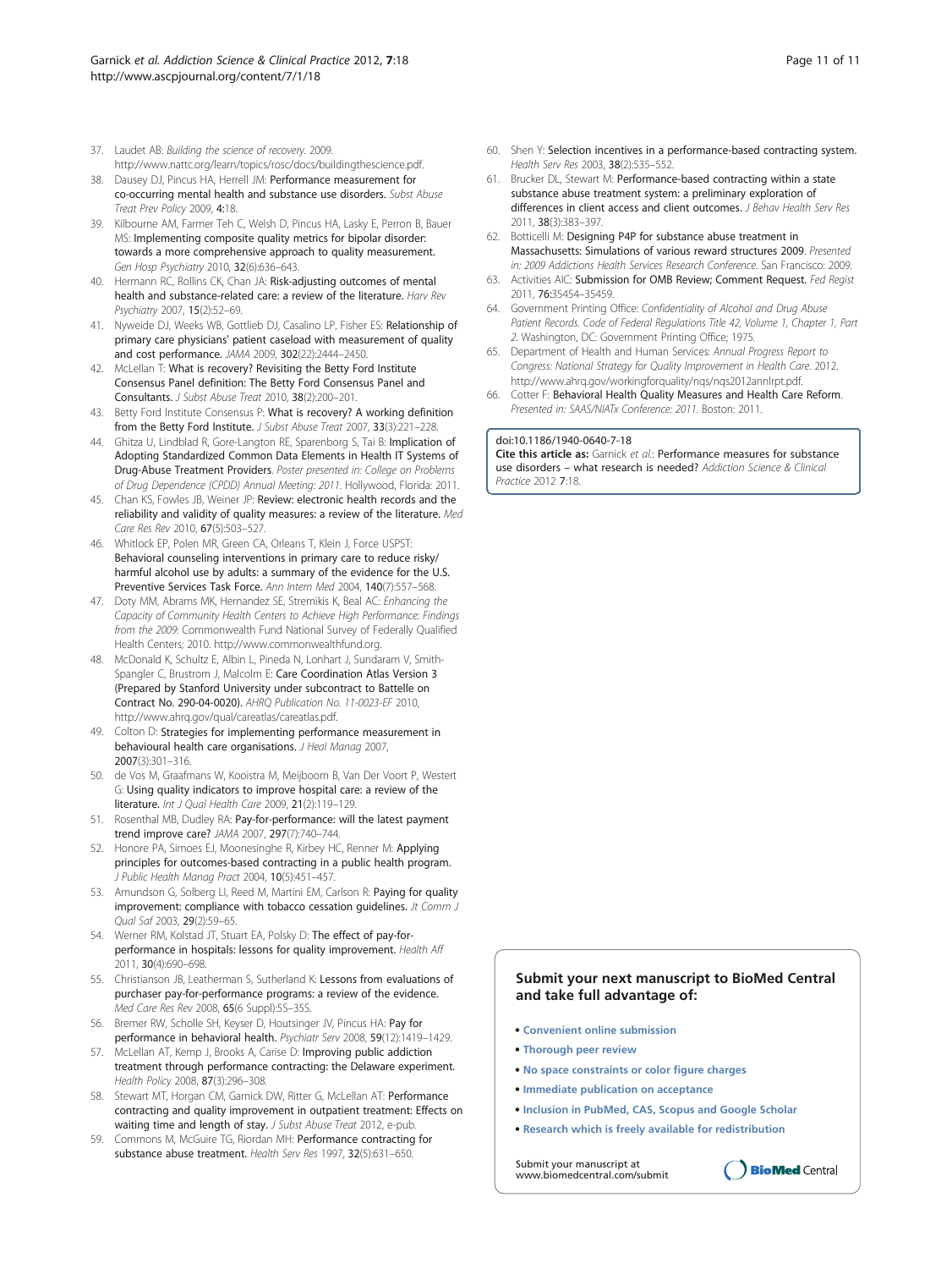37. Laudet AB: *Building the science of recovery.* 2009. http://www.nattc.org/learn/topics/rosc/docs/buildingthescience.pdf.
38. Dausey DJ, Pincus HA, Herrell JM: **Performance measurement for co-occurring mental health and substance use disorders.** *Subst Abuse Treat Prev Policy* 2009, **4**:18.
39. Kilbourne AM, Farmer Teh C, Welsh D, Pincus HA, Lasky E, Perron B, Bauer MS: **Implementing composite quality metrics for bipolar disorder: towards a more comprehensive approach to quality measurement.** *Gen Hosp Psychiatry* 2010, **32**(6):636–643.
40. Hermann RC, Rollins CK, Chan JA: **Risk-adjusting outcomes of mental health and substance-related care: a review of the literature.** *Harv Rev Psychiatry* 2007, **15**(2):52–69.
41. Nyweide DJ, Weeks WB, Gottlieb DJ, Casalino LP, Fisher ES: **Relationship of primary care physicians' patient caseload with measurement of quality and cost performance.** *JAMA* 2009, **302**(22):2444–2450.
42. McLellan T: **What is recovery? Revisiting the Betty Ford Institute Consensus Panel definition: The Betty Ford Consensus Panel and Consultants.** *J Subst Abuse Treat* 2010, **38**(2):200–201.
43. Betty Ford Institute Consensus P: **What is recovery? A working definition from the Betty Ford Institute.** *J Subst Abuse Treat* 2007, **33**(3):221–228.
44. Ghitza U, Lindblad R, Gore-Langton RE, Sparenborg S, Tai B: **Implication of Adopting Standardized Common Data Elements in Health IT Systems of Drug-Abuse Treatment Providers**. *Poster presented in: College on Problems of Drug Dependence (CPDD) Annual Meeting: 2011*. Hollywood, Florida: 2011.
45. Chan KS, Fowles JB, Weiner JP: **Review: electronic health records and the reliability and validity of quality measures: a review of the literature.** *Med Care Res Rev* 2010, **67**(5):503–527.
46. Whitlock EP, Polen MR, Green CA, Orleans T, Klein J, Force USPST: **Behavioral counseling interventions in primary care to reduce risky/harmful alcohol use by adults: a summary of the evidence for the U.S. Preventive Services Task Force.** *Ann Intern Med* 2004, **140**(7):557–568.
47. Doty MM, Abrams MK, Hernandez SE, Stremikis K, Beal AC: *Enhancing the Capacity of Community Health Centers to Achieve High Performance: Findings from the 2009*: Commonwealth Fund National Survey of Federally Qualified Health Centers; 2010. http://www.commonwealthfund.org.
48. McDonald K, Schultz E, Albin L, Pineda N, Lonhart J, Sundaram V, Smith-Spangler C, Brustrom J, Malcolm E: **Care Coordination Atlas Version 3 (Prepared by Stanford University under subcontract to Battelle on Contract No. 290-04-0020).** *AHRQ Publication No. 11-0023-EF* 2010, http://www.ahrq.gov/qual/careatlas/careatlas.pdf.
49. Colton D: **Strategies for implementing performance measurement in behavioural health care organisations.** *J Heal Manag* 2007, **2007**(3):301–316.
50. de Vos M, Graafmans W, Kooistra M, Meijboom B, Van Der Voort P, Westert G: **Using quality indicators to improve hospital care: a review of the literature.** *Int J Qual Health Care* 2009, **21**(2):119–129.
51. Rosenthal MB, Dudley RA: **Pay-for-performance: will the latest payment trend improve care?** *JAMA* 2007, **297**(7):740–744.
52. Honore PA, Simoes EJ, Moonesinghe R, Kirbey HC, Renner M: **Applying principles for outcomes-based contracting in a public health program.** *J Public Health Manag Pract* 2004, **10**(5):451–457.
53. Amundson G, Solberg LI, Reed M, Martini EM, Carlson R: **Paying for quality improvement: compliance with tobacco cessation guidelines.** *Jt Comm J Qual Saf* 2003, **29**(2):59–65.
54. Werner RM, Kolstad JT, Stuart EA, Polsky D: **The effect of pay-for-performance in hospitals: lessons for quality improvement.** *Health Aff* 2011, **30**(4):690–698.
55. Christianson JB, Leatherman S, Sutherland K: **Lessons from evaluations of purchaser pay-for-performance programs: a review of the evidence.** *Med Care Res Rev* 2008, **65**(6 Suppl):5S–35S.
56. Bremer RW, Scholle SH, Keyser D, Houtsinger JV, Pincus HA: **Pay for performance in behavioral health.** *Psychiatr Serv* 2008, **59**(12):1419–1429.
57. McLellan AT, Kemp J, Brooks A, Carise D: **Improving public addiction treatment through performance contracting: the Delaware experiment.** *Health Policy* 2008, **87**(3):296–308.
58. Stewart MT, Horgan CM, Garnick DW, Ritter G, McLellan AT: **Performance contracting and quality improvement in outpatient treatment: Effects on waiting time and length of stay.** *J Subst Abuse Treat* 2012, e-pub.
59. Commons M, McGuire TG, Riordan MH: **Performance contracting for substance abuse treatment.** *Health Serv Res* 1997, **32**(5):631–650.
60. Shen Y: **Selection incentives in a performance-based contracting system.** *Health Serv Res* 2003, **38**(2):535–552.
61. Brucker DL, Stewart M: **Performance-based contracting within a state substance abuse treatment system: a preliminary exploration of differences in client access and client outcomes.** *J Behav Health Serv Res* 2011, **38**(3):383–397.
62. Botticelli M: **Designing P4P for substance abuse treatment in Massachusetts: Simulations of various reward structures 2009**. *Presented in: 2009 Addictions Health Services Research Conference*. San Francisco: 2009.
63. Activities AIC: **Submission for OMB Review; Comment Request.** *Fed Regist* 2011, **76:**35454–35459.
64. Government Printing Office: *Confidentiality of Alcohol and Drug Abuse Patient Records. Code of Federal Regulations Title 42, Volume 1, Chapter 1, Part 2*. Washington, DC: Government Printing Office; 1975.
65. Department of Health and Human Services: *Annual Progress Report to Congress: National Strategy for Quality Improvement in Health Care.* 2012. http://www.ahrq.gov/workingforquality/nqs/nqs2012annlrpt.pdf.
66. Cotter F: **Behavioral Health Quality Measures and Health Care Reform**. *Presented in: SAAS/NIATx Conference: 2011*. Boston: 2011.

doi:10.1186/1940-0640-7-18

**Cite this article as:** Garnick *et al.*: Performance measures for substance use disorders – what research is needed? *Addiction Science & Clinical Practice* 2012 **7**:18.

**Submit your next manuscript to BioMed Central and take full advantage of:**

- **Convenient online submission**
- **Thorough peer review**
- **No space constraints or color figure charges**
- **Immediate publication on acceptance**
- **Inclusion in PubMed, CAS, Scopus and Google Scholar**
- **Research which is freely available for redistribution**

Submit your manuscript at www.biomedcentral.com/submit

BioMed Central